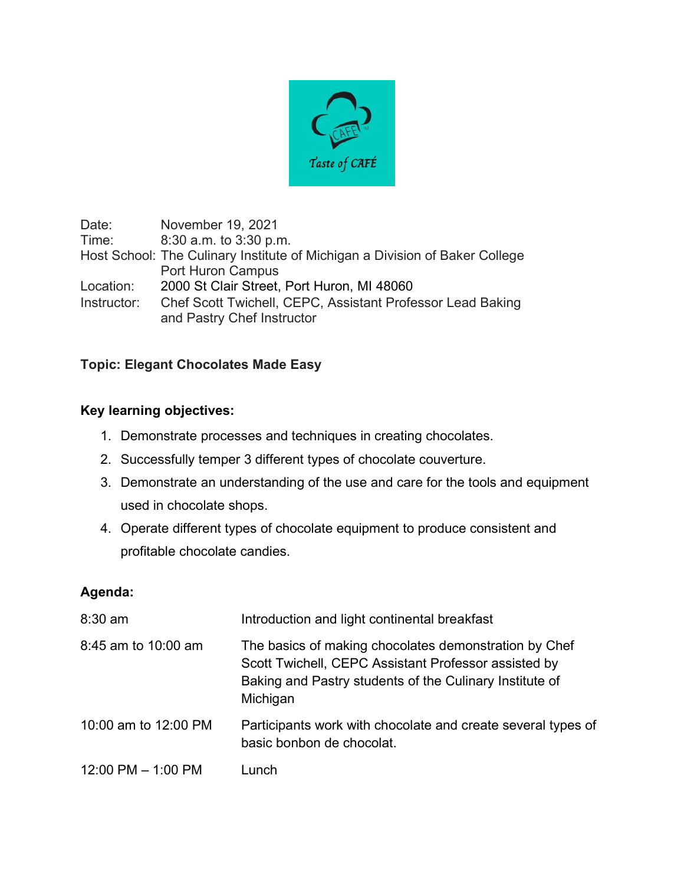Taste of CAFÉ

| | |
|---|---|
| Date: | November 19, 2021 |
| Time: | 8:30 a.m. to 3:30 p.m. |
| Host School: | The Culinary Institute of Michigan a Division of Baker College Port Huron Campus |
| Location: | 2000 St Clair Street, Port Huron, MI 48060 |
| Instructor: | Chef Scott Twichell, CEPC, Assistant Professor Lead Baking and Pastry Chef Instructor |

**Topic: Elegant Chocolates Made Easy**

**Key learning objectives:**

1. Demonstrate processes and techniques in creating chocolates.
2. Successfully temper 3 different types of chocolate couverture.
3. Demonstrate an understanding of the use and care for the tools and equipment used in chocolate shops.
4. Operate different types of chocolate equipment to produce consistent and profitable chocolate candies.

**Agenda:**

| | |
|---|---|
| 8:30 am | Introduction and light continental breakfast |
| 8:45 am to 10:00 am | The basics of making chocolates demonstration by Chef Scott Twichell, CEPC Assistant Professor assisted by Baking and Pastry students of the Culinary Institute of Michigan |
| 10:00 am to 12:00 PM | Participants work with chocolate and create several types of basic bonbon de chocolat. |
| 12:00 PM – 1:00 PM | Lunch |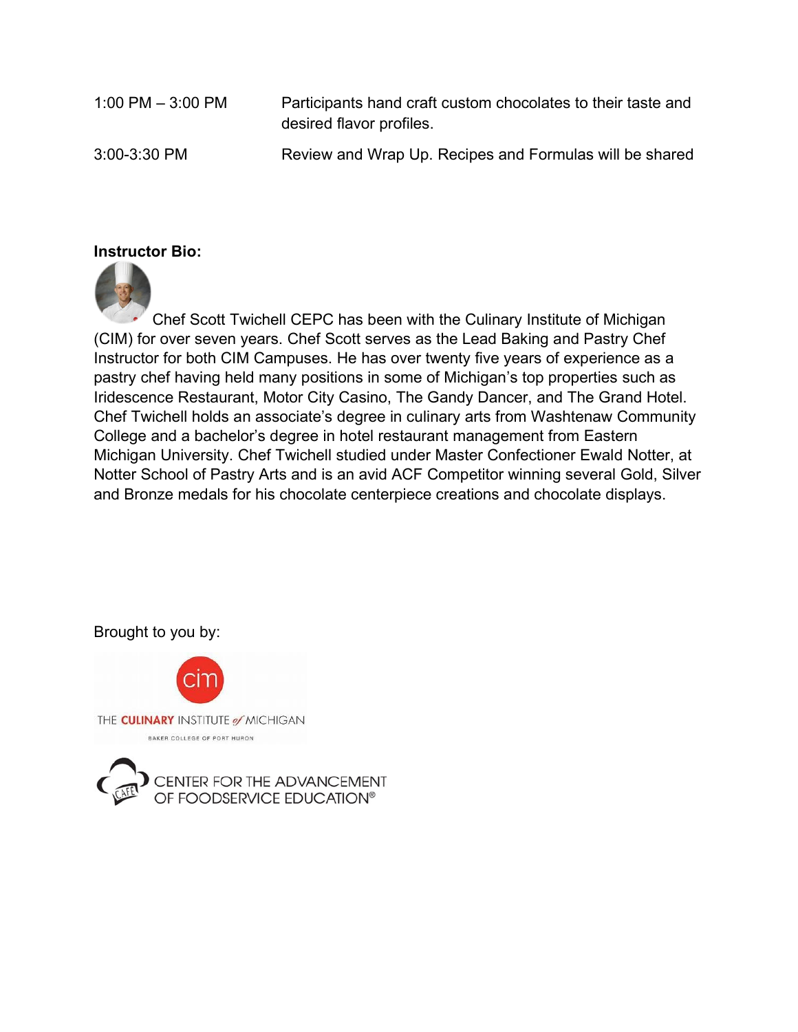| | |
|---|---|
| 1:00 PM – 3:00 PM | Participants hand craft custom chocolates to their taste and desired flavor profiles. |
| 3:00-3:30 PM | Review and Wrap Up. Recipes and Formulas will be shared |

**Instructor Bio:**

Chef Scott Twichell CEPC has been with the Culinary Institute of Michigan (CIM) for over seven years. Chef Scott serves as the Lead Baking and Pastry Chef Instructor for both CIM Campuses. He has over twenty five years of experience as a pastry chef having held many positions in some of Michigan's top properties such as Iridescence Restaurant, Motor City Casino, The Gandy Dancer, and The Grand Hotel. Chef Twichell holds an associate's degree in culinary arts from Washtenaw Community College and a bachelor's degree in hotel restaurant management from Eastern Michigan University. Chef Twichell studied under Master Confectioner Ewald Notter, at Notter School of Pastry Arts and is an avid ACF Competitor winning several Gold, Silver and Bronze medals for his chocolate centerpiece creations and chocolate displays.

Brought to you by:

cim

THE CULINARY INSTITUTE of MICHIGAN

BAKER COLLEGE OF PORT HURON

CAFÉ

CENTER FOR THE ADVANCEMENT OF FOODSERVICE EDUCATION®